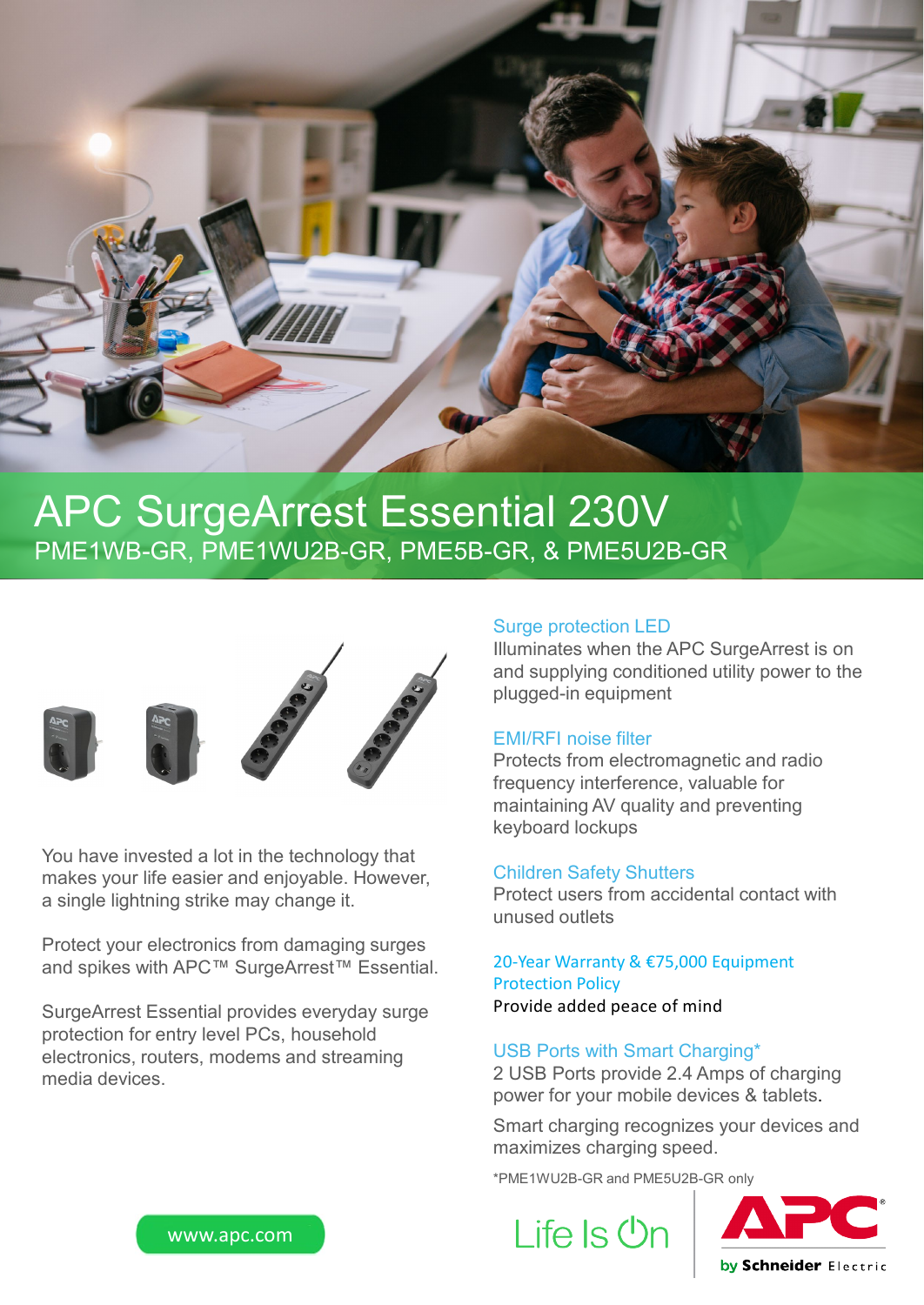# APC SurgeArrest Essential 230V

PME1WB-GR, PME1WU2B-GR, PME5B-GR, & PME5U2B-GR

You have invested a lot in the technology that makes your life easier and enjoyable. However, a single lightning strike may change it.

Protect your electronics from damaging surges and spikes with APC™ SurgeArrest™ Essential.

SurgeArrest Essential provides everyday surge protection for entry level PCs, household electronics, routers, modems and streaming media devices.

### Surge protection LED

Illuminates when the APC SurgeArrest is on and supplying conditioned utility power to the plugged-in equipment

### EMI/RFI noise filter

Protects from electromagnetic and radio frequency interference, valuable for maintaining AV quality and preventing keyboard lockups

### Children Safety Shutters

Protect users from accidental contact with unused outlets

### 20-Year Warranty & €75,000 Equipment Protection Policy

Provide added peace of mind

### USB Ports with Smart Charging*

2 USB Ports provide 2.4 Amps of charging power for your mobile devices & tablets.

Smart charging recognizes your devices and maximizes charging speed.

*PME1WU2B-GR and PME5U2B-GR only

www.apc.com

Life Is On

APC by Schneider Electric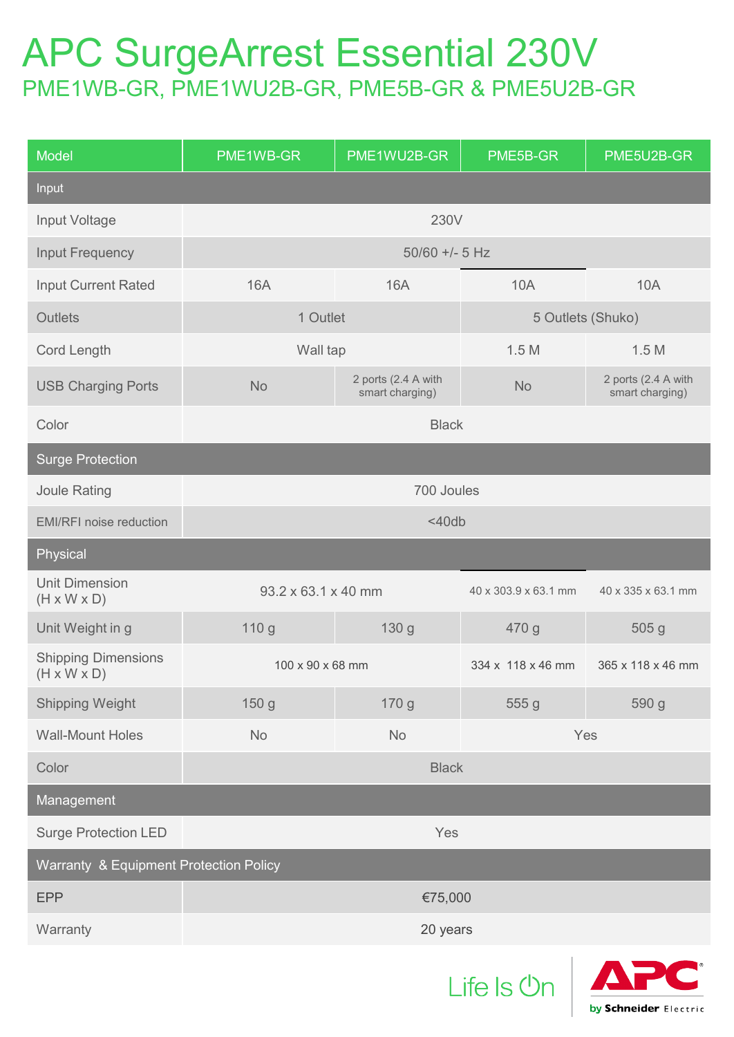# APC SurgeArrest Essential 230V

## PME1WB-GR, PME1WU2B-GR, PME5B-GR & PME5U2B-GR

| Model | PME1WB-GR | PME1WU2B-GR | PME5B-GR | PME5U2B-GR |
|---|---|---|---|---|
| **Input** | | | | |
| Input Voltage | 230V | | | |
| Input Frequency | 50/60 +/- 5 Hz | | | |
| Input Current Rated | 16A | 16A | 10A | 10A |
| Outlets | 1 Outlet | | 5 Outlets (Shuko) | |
| Cord Length | Wall tap | | 1.5 M | 1.5 M |
| USB Charging Ports | No | 2 ports (2.4 A with smart charging) | No | 2 ports (2.4 A with smart charging) |
| Color | Black | | | |
| **Surge Protection** | | | | |
| Joule Rating | 700 Joules | | | |
| EMI/RFI noise reduction | <40db | | | |
| **Physical** | | | | |
| Unit Dimension (H x W x D) | 93.2 x 63.1 x 40 mm | | 40 x 303.9 x 63.1 mm | 40 x 335 x 63.1 mm |
| Unit Weight in g | 110 g | 130 g | 470 g | 505 g |
| Shipping Dimensions (H x W x D) | 100 x 90 x 68 mm | | 334 x 118 x 46 mm | 365 x 118 x 46 mm |
| Shipping Weight | 150 g | 170 g | 555 g | 590 g |
| Wall-Mount Holes | No | No | Yes | |
| Color | Black | | | |
| **Management** | | | | |
| Surge Protection LED | Yes | | | |
| **Warranty & Equipment Protection Policy** | | | | |
| EPP | €75,000 | | | |
| Warranty | 20 years | | | |

Life Is On

APC by Schneider Electric